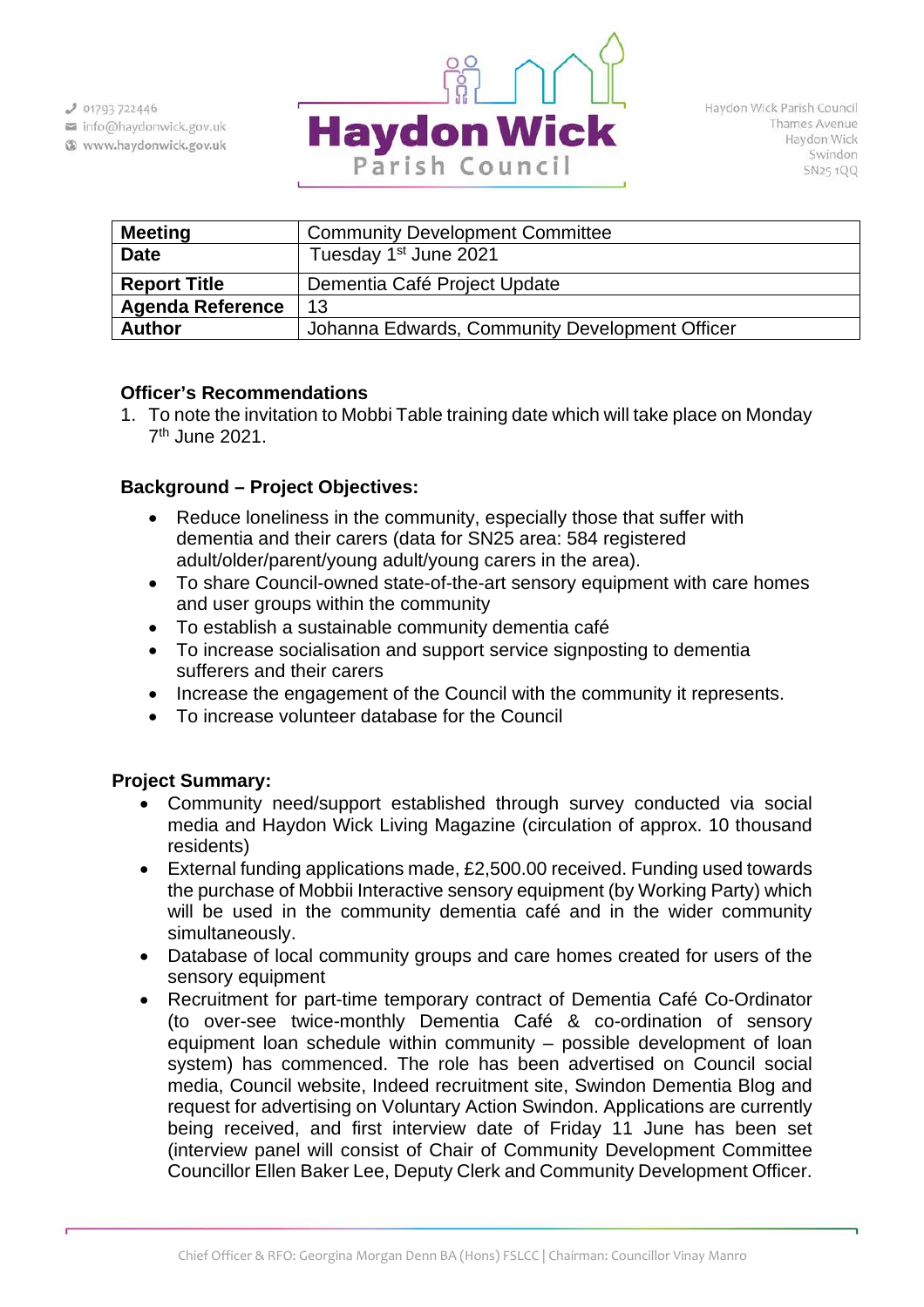Haydon Wick Parish Council

01793 722446
info@haydonwick.gov.uk
www.haydonwick.gov.uk

Haydon Wick Parish Council
Thames Avenue
Haydon Wick
Swindon
SN25 1QQ

| **Meeting** | Community Development Committee |
|---|---|
| **Date** | Tuesday 1st June 2021 |
| **Report Title** | Dementia Café Project Update |
| **Agenda Reference** | 13 |
| **Author** | Johanna Edwards, Community Development Officer |

**Officer's Recommendations**

1. To note the invitation to Mobbi Table training date which will take place on Monday 7th June 2021.

**Background – Project Objectives:**

- Reduce loneliness in the community, especially those that suffer with dementia and their carers (data for SN25 area: 584 registered adult/older/parent/young adult/young carers in the area).
- To share Council-owned state-of-the-art sensory equipment with care homes and user groups within the community
- To establish a sustainable community dementia café
- To increase socialisation and support service signposting to dementia sufferers and their carers
- Increase the engagement of the Council with the community it represents.
- To increase volunteer database for the Council

**Project Summary:**

- Community need/support established through survey conducted via social media and Haydon Wick Living Magazine (circulation of approx. 10 thousand residents)
- External funding applications made, £2,500.00 received. Funding used towards the purchase of Mobbii Interactive sensory equipment (by Working Party) which will be used in the community dementia café and in the wider community simultaneously.
- Database of local community groups and care homes created for users of the sensory equipment
- Recruitment for part-time temporary contract of Dementia Café Co-Ordinator (to over-see twice-monthly Dementia Café & co-ordination of sensory equipment loan schedule within community – possible development of loan system) has commenced. The role has been advertised on Council social media, Council website, Indeed recruitment site, Swindon Dementia Blog and request for advertising on Voluntary Action Swindon. Applications are currently being received, and first interview date of Friday 11 June has been set (interview panel will consist of Chair of Community Development Committee Councillor Ellen Baker Lee, Deputy Clerk and Community Development Officer.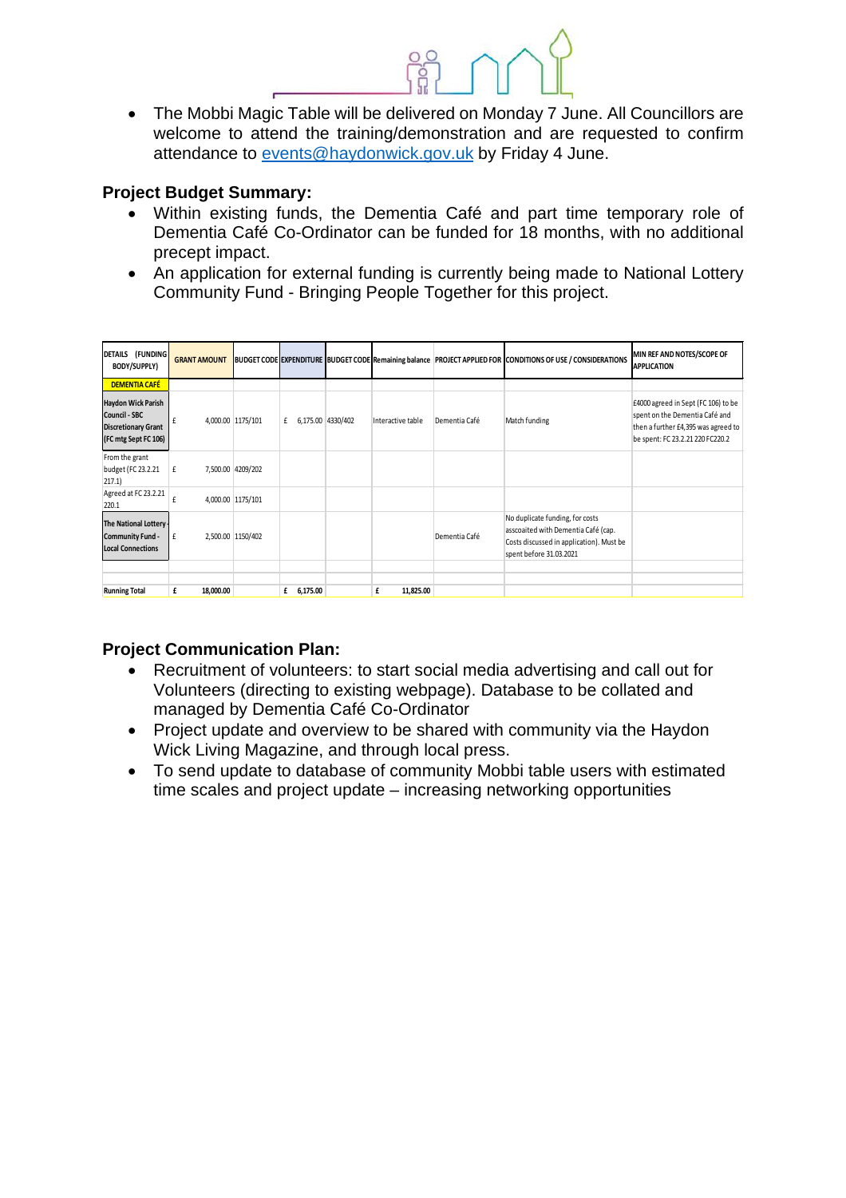- The Mobbi Magic Table will be delivered on Monday 7 June. All Councillors are welcome to attend the training/demonstration and are requested to confirm attendance to events@haydonwick.gov.uk by Friday 4 June.

**Project Budget Summary:**

- Within existing funds, the Dementia Café and part time temporary role of Dementia Café Co-Ordinator can be funded for 18 months, with no additional precept impact.
- An application for external funding is currently being made to National Lottery Community Fund - Bringing People Together for this project.

| DETAILS (FUNDING BODY/SUPPLY) | GRANT AMOUNT | BUDGET CODE | EXPENDITURE | BUDGET CODE | Remaining balance | PROJECT APPLIED FOR | CONDITIONS OF USE / CONSIDERATIONS | MIN REF AND NOTES/SCOPE OF APPLICATION |
|---|---|---|---|---|---|---|---|---|
| **DEMENTIA CAFÉ** | | | | | | | | |
| **Haydon Wick Parish Council - SBC Discretionary Grant (FC mtg Sept FC 106)** | £ 4,000.00 | 1175/101 | £ 6,175.00 | 4330/402 | Interactive table | Dementia Café | Match funding | £4000 agreed in Sept (FC 106) to be spent on the Dementia Café and then a further £4,395 was agreed to be spent: FC 23.2.21 220 FC220.2 |
| From the grant budget (FC 23.2.21 217.1) | £ 7,500.00 | 4209/202 | | | | | | |
| Agreed at FC 23.2.21 220.1 | £ 4,000.00 | 1175/101 | | | | | | |
| **The National Lottery - Community Fund - Local Connections** | £ 2,500.00 | 1150/402 | | | | Dementia Café | No duplicate funding, for costs asscoaited with Dementia Café (cap. Costs discussed in application). Must be spent before 31.03.2021 | |
| | | | | | | | | |
| | | | | | | | | |
| **Running Total** | **£ 18,000.00** | | **£ 6,175.00** | | **£ 11,825.00** | | | |

**Project Communication Plan:**

- Recruitment of volunteers: to start social media advertising and call out for Volunteers (directing to existing webpage). Database to be collated and managed by Dementia Café Co-Ordinator
- Project update and overview to be shared with community via the Haydon Wick Living Magazine, and through local press.
- To send update to database of community Mobbi table users with estimated time scales and project update – increasing networking opportunities